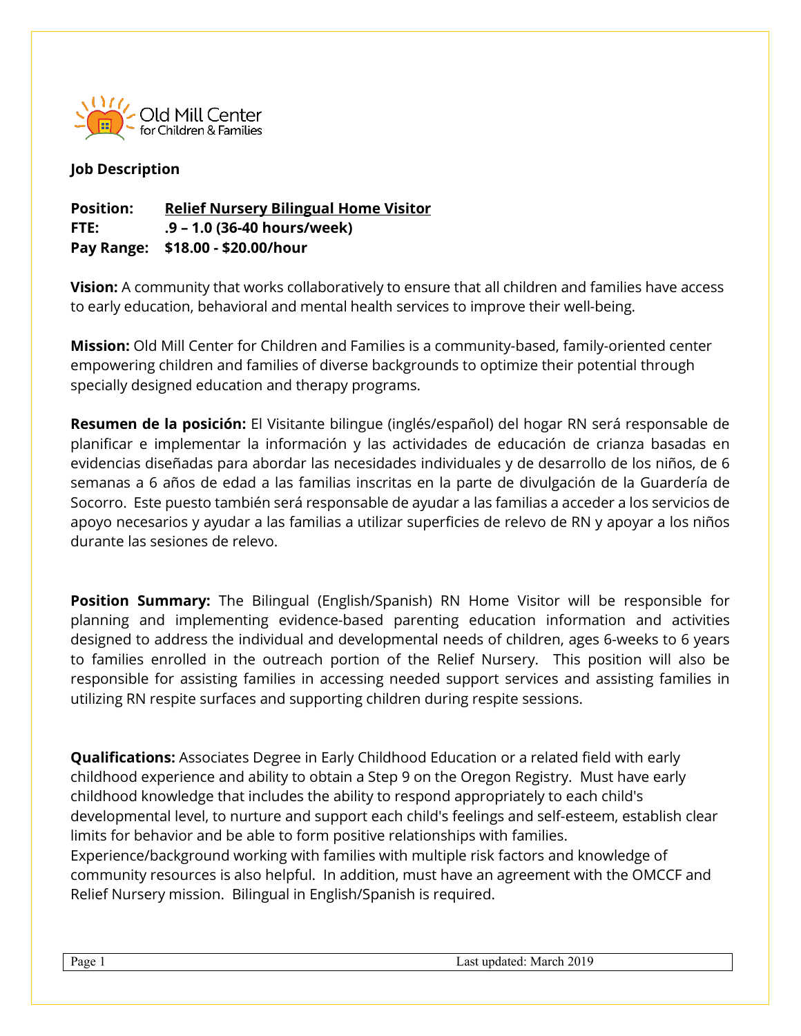Old Mill Center for Children & Families

**Job Description**

**Position:** **Relief Nursery Bilingual Home Visitor**
**FTE:** **.9 – 1.0 (36-40 hours/week)**
**Pay Range:** **$18.00 - $20.00/hour**

**Vision:** A community that works collaboratively to ensure that all children and families have access to early education, behavioral and mental health services to improve their well-being.

**Mission:** Old Mill Center for Children and Families is a community-based, family-oriented center empowering children and families of diverse backgrounds to optimize their potential through specially designed education and therapy programs.

**Resumen de la posición:** El Visitante bilingue (inglés/español) del hogar RN será responsable de planificar e implementar la información y las actividades de educación de crianza basadas en evidencias diseñadas para abordar las necesidades individuales y de desarrollo de los niños, de 6 semanas a 6 años de edad a las familias inscritas en la parte de divulgación de la Guardería de Socorro. Este puesto también será responsable de ayudar a las familias a acceder a los servicios de apoyo necesarios y ayudar a las familias a utilizar superficies de relevo de RN y apoyar a los niños durante las sesiones de relevo.

**Position Summary:** The Bilingual (English/Spanish) RN Home Visitor will be responsible for planning and implementing evidence-based parenting education information and activities designed to address the individual and developmental needs of children, ages 6-weeks to 6 years to families enrolled in the outreach portion of the Relief Nursery. This position will also be responsible for assisting families in accessing needed support services and assisting families in utilizing RN respite surfaces and supporting children during respite sessions.

**Qualifications:** Associates Degree in Early Childhood Education or a related field with early childhood experience and ability to obtain a Step 9 on the Oregon Registry. Must have early childhood knowledge that includes the ability to respond appropriately to each child's developmental level, to nurture and support each child's feelings and self-esteem, establish clear limits for behavior and be able to form positive relationships with families. Experience/background working with families with multiple risk factors and knowledge of community resources is also helpful. In addition, must have an agreement with the OMCCF and Relief Nursery mission. Bilingual in English/Spanish is required.

Last updated: March 2019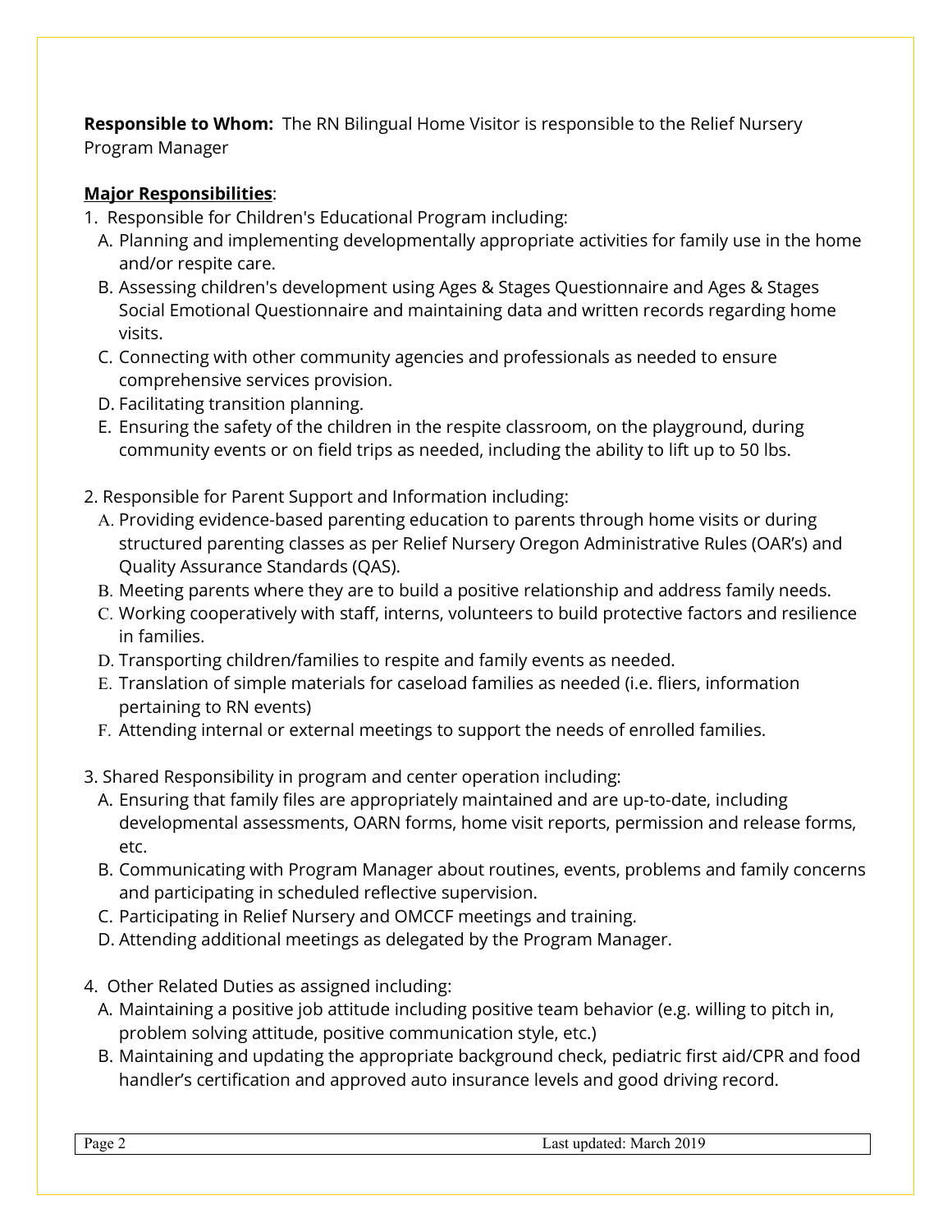**Responsible to Whom:** The RN Bilingual Home Visitor is responsible to the Relief Nursery Program Manager

**<u>Major Responsibilities</u>**:

1. Responsible for Children's Educational Program including:
   - A. Planning and implementing developmentally appropriate activities for family use in the home and/or respite care.
   - B. Assessing children's development using Ages & Stages Questionnaire and Ages & Stages Social Emotional Questionnaire and maintaining data and written records regarding home visits.
   - C. Connecting with other community agencies and professionals as needed to ensure comprehensive services provision.
   - D. Facilitating transition planning.
   - E. Ensuring the safety of the children in the respite classroom, on the playground, during community events or on field trips as needed, including the ability to lift up to 50 lbs.

2. Responsible for Parent Support and Information including:
   - A. Providing evidence-based parenting education to parents through home visits or during structured parenting classes as per Relief Nursery Oregon Administrative Rules (OAR's) and Quality Assurance Standards (QAS).
   - B. Meeting parents where they are to build a positive relationship and address family needs.
   - C. Working cooperatively with staff, interns, volunteers to build protective factors and resilience in families.
   - D. Transporting children/families to respite and family events as needed.
   - E. Translation of simple materials for caseload families as needed (i.e. fliers, information pertaining to RN events)
   - F. Attending internal or external meetings to support the needs of enrolled families.

3. Shared Responsibility in program and center operation including:
   - A. Ensuring that family files are appropriately maintained and are up-to-date, including developmental assessments, OARN forms, home visit reports, permission and release forms, etc.
   - B. Communicating with Program Manager about routines, events, problems and family concerns and participating in scheduled reflective supervision.
   - C. Participating in Relief Nursery and OMCCF meetings and training.
   - D. Attending additional meetings as delegated by the Program Manager.

4. Other Related Duties as assigned including:
   - A. Maintaining a positive job attitude including positive team behavior (e.g. willing to pitch in, problem solving attitude, positive communication style, etc.)
   - B. Maintaining and updating the appropriate background check, pediatric first aid/CPR and food handler's certification and approved auto insurance levels and good driving record.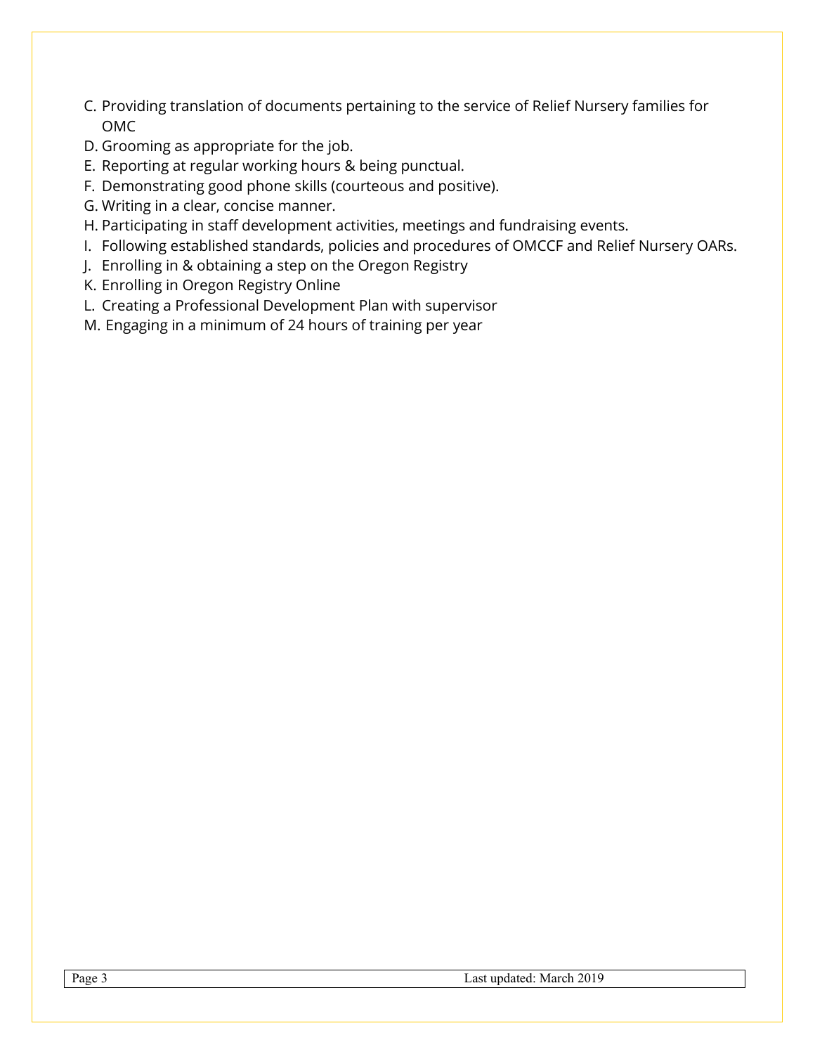C. Providing translation of documents pertaining to the service of Relief Nursery families for OMC
D. Grooming as appropriate for the job.
E. Reporting at regular working hours & being punctual.
F. Demonstrating good phone skills (courteous and positive).
G. Writing in a clear, concise manner.
H. Participating in staff development activities, meetings and fundraising events.
I. Following established standards, policies and procedures of OMCCF and Relief Nursery OARs.
J. Enrolling in & obtaining a step on the Oregon Registry
K. Enrolling in Oregon Registry Online
L. Creating a Professional Development Plan with supervisor
M. Engaging in a minimum of 24 hours of training per year